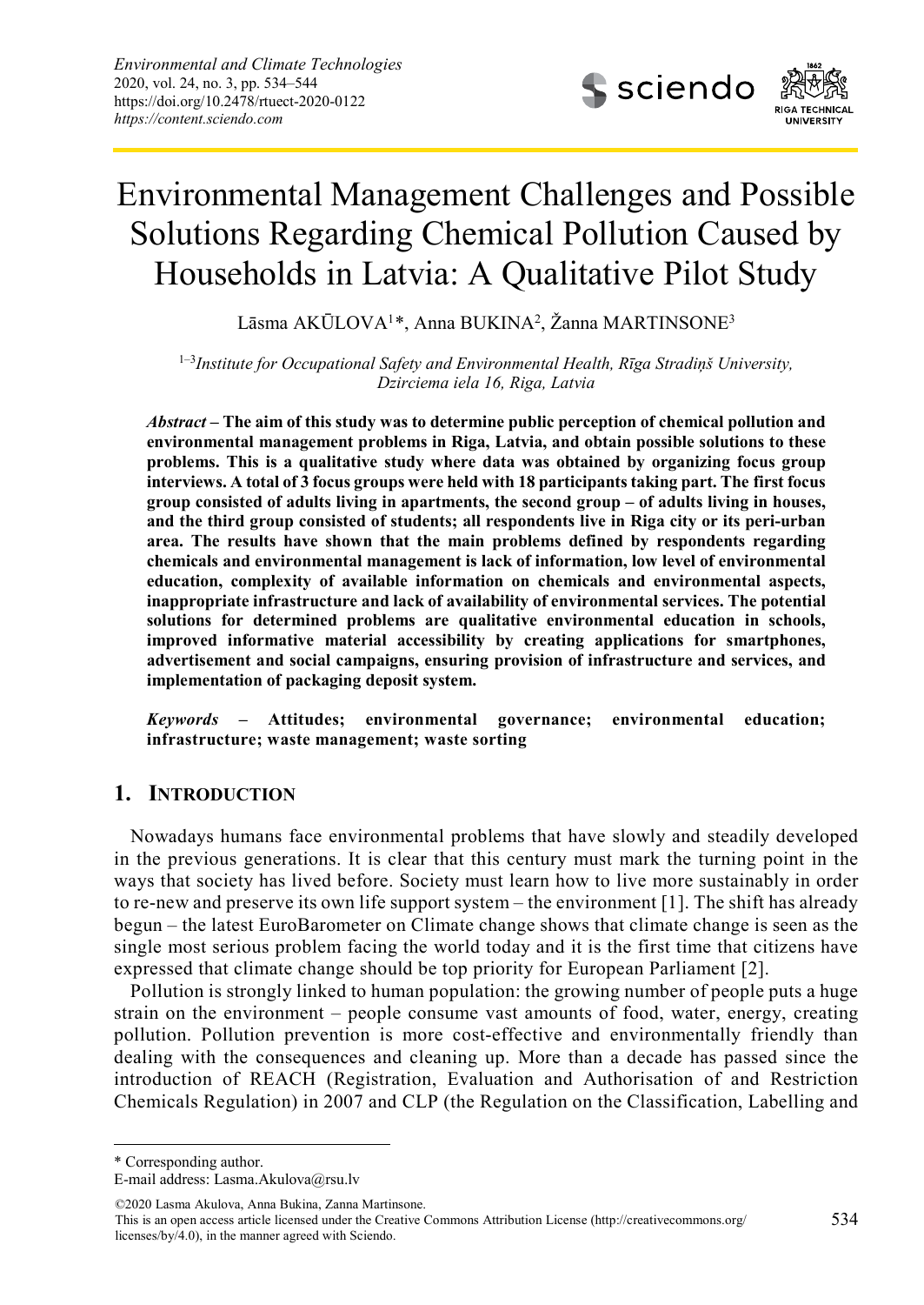# Environmental Management Challenges and Possible Solutions Regarding Chemical Pollution Caused by Households in Latvia: A Qualitative Pilot Study

Lāsma AKŪLOVA[1]*, Anna BUKINA[2], Žanna MARTINSONE[3]

[1–3]*Institute for Occupational Safety and Environmental Health, Rīga Stradiņš University, Dzirciema iela 16, Riga, Latvia*

***Abstract*** **– The aim of this study was to determine public perception of chemical pollution and environmental management problems in Riga, Latvia, and obtain possible solutions to these problems. This is a qualitative study where data was obtained by organizing focus group interviews. A total of 3 focus groups were held with 18 participants taking part. The first focus group consisted of adults living in apartments, the second group – of adults living in houses, and the third group consisted of students; all respondents live in Riga city or its peri-urban area. The results have shown that the main problems defined by respondents regarding chemicals and environmental management is lack of information, low level of environmental education, complexity of available information on chemicals and environmental aspects, inappropriate infrastructure and lack of availability of environmental services. The potential solutions for determined problems are qualitative environmental education in schools, improved informative material accessibility by creating applications for smartphones, advertisement and social campaigns, ensuring provision of infrastructure and services, and implementation of packaging deposit system.**

***Keywords*** **– Attitudes; environmental governance; environmental education; infrastructure; waste management; waste sorting**

## 1. INTRODUCTION

Nowadays humans face environmental problems that have slowly and steadily developed in the previous generations. It is clear that this century must mark the turning point in the ways that society has lived before. Society must learn how to live more sustainably in order to re-new and preserve its own life support system – the environment [1]. The shift has already begun – the latest EuroBarometer on Climate change shows that climate change is seen as the single most serious problem facing the world today and it is the first time that citizens have expressed that climate change should be top priority for European Parliament [2].

Pollution is strongly linked to human population: the growing number of people puts a huge strain on the environment – people consume vast amounts of food, water, energy, creating pollution. Pollution prevention is more cost-effective and environmentally friendly than dealing with the consequences and cleaning up. More than a decade has passed since the introduction of REACH (Registration, Evaluation and Authorisation of and Restriction Chemicals Regulation) in 2007 and CLP (the Regulation on the Classification, Labelling and

* Corresponding author.
E-mail address: Lasma.Akulova@rsu.lv

©2020 Lasma Akulova, Anna Bukina, Zanna Martinsone.
This is an open access article licensed under the Creative Commons Attribution License (http://creativecommons.org/licenses/by/4.0), in the manner agreed with Sciendo.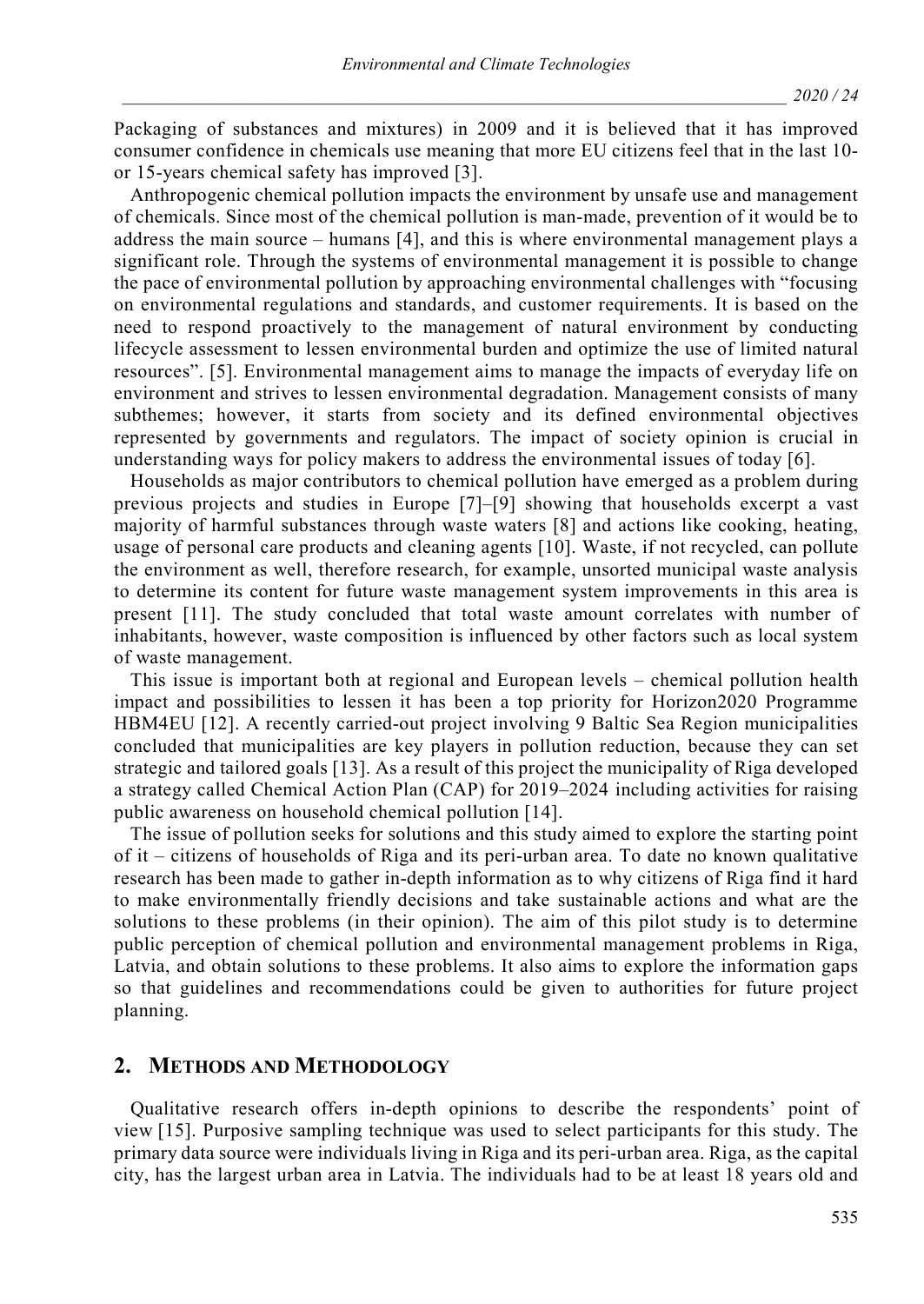Packaging of substances and mixtures) in 2009 and it is believed that it has improved consumer confidence in chemicals use meaning that more EU citizens feel that in the last 10- or 15-years chemical safety has improved [3].

Anthropogenic chemical pollution impacts the environment by unsafe use and management of chemicals. Since most of the chemical pollution is man-made, prevention of it would be to address the main source – humans [4], and this is where environmental management plays a significant role. Through the systems of environmental management it is possible to change the pace of environmental pollution by approaching environmental challenges with "focusing on environmental regulations and standards, and customer requirements. It is based on the need to respond proactively to the management of natural environment by conducting lifecycle assessment to lessen environmental burden and optimize the use of limited natural resources". [5]. Environmental management aims to manage the impacts of everyday life on environment and strives to lessen environmental degradation. Management consists of many subthemes; however, it starts from society and its defined environmental objectives represented by governments and regulators. The impact of society opinion is crucial in understanding ways for policy makers to address the environmental issues of today [6].

Households as major contributors to chemical pollution have emerged as a problem during previous projects and studies in Europe [7]–[9] showing that households excerpt a vast majority of harmful substances through waste waters [8] and actions like cooking, heating, usage of personal care products and cleaning agents [10]. Waste, if not recycled, can pollute the environment as well, therefore research, for example, unsorted municipal waste analysis to determine its content for future waste management system improvements in this area is present [11]. The study concluded that total waste amount correlates with number of inhabitants, however, waste composition is influenced by other factors such as local system of waste management.

This issue is important both at regional and European levels – chemical pollution health impact and possibilities to lessen it has been a top priority for Horizon2020 Programme HBM4EU [12]. A recently carried-out project involving 9 Baltic Sea Region municipalities concluded that municipalities are key players in pollution reduction, because they can set strategic and tailored goals [13]. As a result of this project the municipality of Riga developed a strategy called Chemical Action Plan (CAP) for 2019–2024 including activities for raising public awareness on household chemical pollution [14].

The issue of pollution seeks for solutions and this study aimed to explore the starting point of it – citizens of households of Riga and its peri-urban area. To date no known qualitative research has been made to gather in-depth information as to why citizens of Riga find it hard to make environmentally friendly decisions and take sustainable actions and what are the solutions to these problems (in their opinion). The aim of this pilot study is to determine public perception of chemical pollution and environmental management problems in Riga, Latvia, and obtain solutions to these problems. It also aims to explore the information gaps so that guidelines and recommendations could be given to authorities for future project planning.

## 2. Methods and Methodology

Qualitative research offers in-depth opinions to describe the respondents' point of view [15]. Purposive sampling technique was used to select participants for this study. The primary data source were individuals living in Riga and its peri-urban area. Riga, as the capital city, has the largest urban area in Latvia. The individuals had to be at least 18 years old and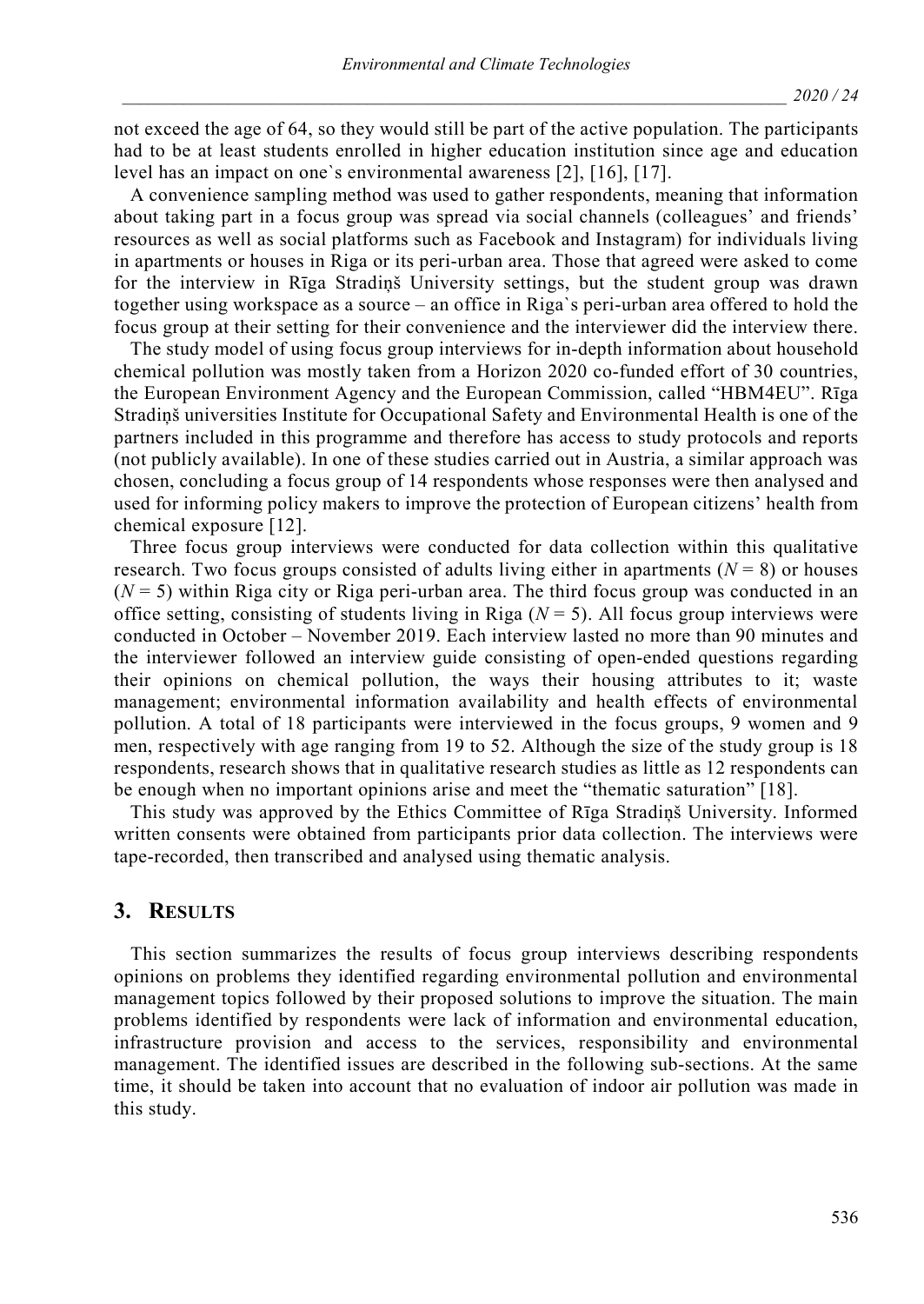not exceed the age of 64, so they would still be part of the active population. The participants had to be at least students enrolled in higher education institution since age and education level has an impact on one`s environmental awareness [2], [16], [17].

A convenience sampling method was used to gather respondents, meaning that information about taking part in a focus group was spread via social channels (colleagues' and friends' resources as well as social platforms such as Facebook and Instagram) for individuals living in apartments or houses in Riga or its peri-urban area. Those that agreed were asked to come for the interview in Rīga Stradiņš University settings, but the student group was drawn together using workspace as a source – an office in Riga`s peri-urban area offered to hold the focus group at their setting for their convenience and the interviewer did the interview there.

The study model of using focus group interviews for in-depth information about household chemical pollution was mostly taken from a Horizon 2020 co-funded effort of 30 countries, the European Environment Agency and the European Commission, called "HBM4EU". Rīga Stradiņš universities Institute for Occupational Safety and Environmental Health is one of the partners included in this programme and therefore has access to study protocols and reports (not publicly available). In one of these studies carried out in Austria, a similar approach was chosen, concluding a focus group of 14 respondents whose responses were then analysed and used for informing policy makers to improve the protection of European citizens' health from chemical exposure [12].

Three focus group interviews were conducted for data collection within this qualitative research. Two focus groups consisted of adults living either in apartments ($N = 8$) or houses ($N = 5$) within Riga city or Riga peri-urban area. The third focus group was conducted in an office setting, consisting of students living in Riga ($N = 5$). All focus group interviews were conducted in October – November 2019. Each interview lasted no more than 90 minutes and the interviewer followed an interview guide consisting of open-ended questions regarding their opinions on chemical pollution, the ways their housing attributes to it; waste management; environmental information availability and health effects of environmental pollution. A total of 18 participants were interviewed in the focus groups, 9 women and 9 men, respectively with age ranging from 19 to 52. Although the size of the study group is 18 respondents, research shows that in qualitative research studies as little as 12 respondents can be enough when no important opinions arise and meet the "thematic saturation" [18].

This study was approved by the Ethics Committee of Rīga Stradiņš University. Informed written consents were obtained from participants prior data collection. The interviews were tape-recorded, then transcribed and analysed using thematic analysis.

## 3. RESULTS

This section summarizes the results of focus group interviews describing respondents opinions on problems they identified regarding environmental pollution and environmental management topics followed by their proposed solutions to improve the situation. The main problems identified by respondents were lack of information and environmental education, infrastructure provision and access to the services, responsibility and environmental management. The identified issues are described in the following sub-sections. At the same time, it should be taken into account that no evaluation of indoor air pollution was made in this study.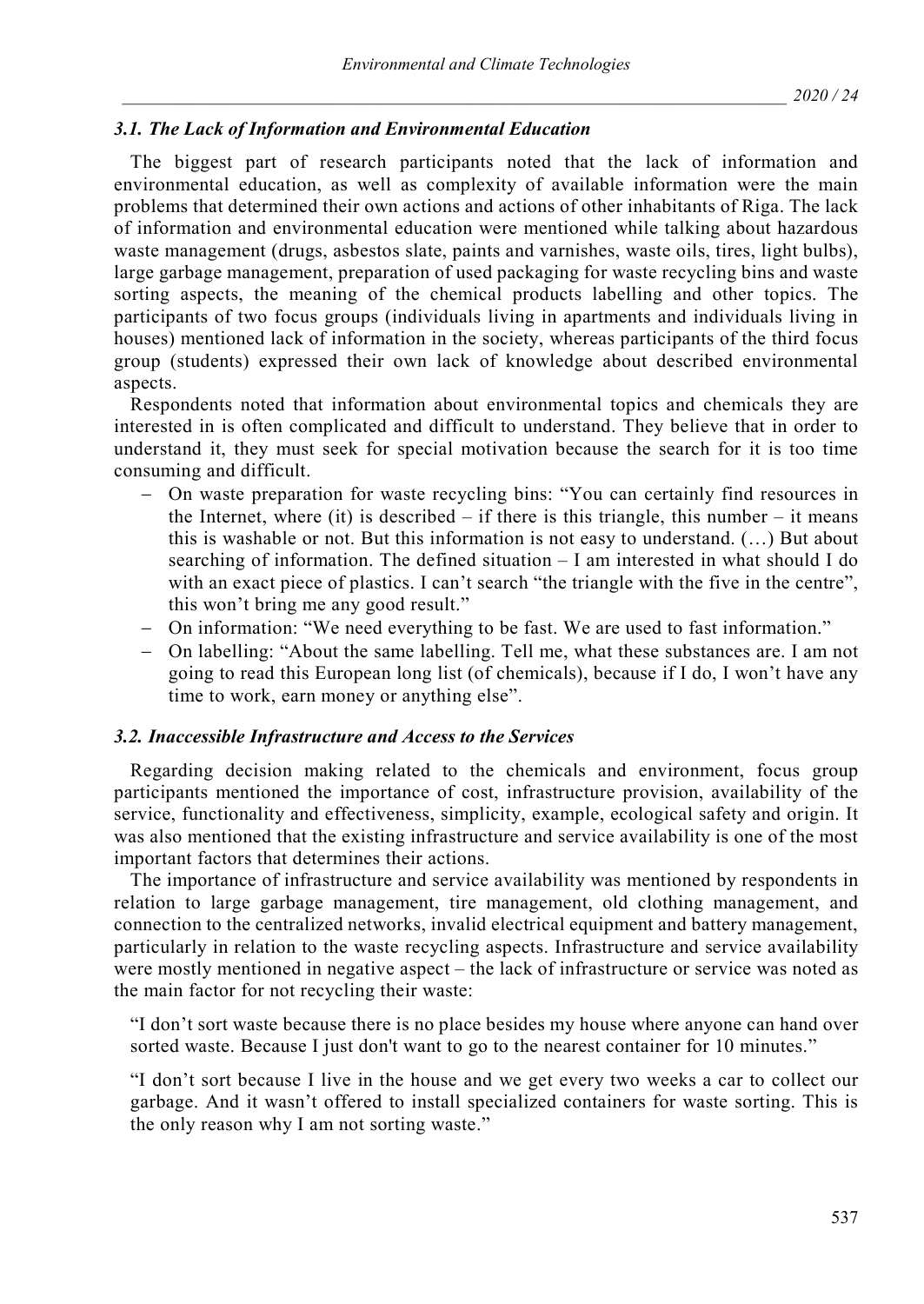### *3.1. The Lack of Information and Environmental Education*

The biggest part of research participants noted that the lack of information and environmental education, as well as complexity of available information were the main problems that determined their own actions and actions of other inhabitants of Riga. The lack of information and environmental education were mentioned while talking about hazardous waste management (drugs, asbestos slate, paints and varnishes, waste oils, tires, light bulbs), large garbage management, preparation of used packaging for waste recycling bins and waste sorting aspects, the meaning of the chemical products labelling and other topics. The participants of two focus groups (individuals living in apartments and individuals living in houses) mentioned lack of information in the society, whereas participants of the third focus group (students) expressed their own lack of knowledge about described environmental aspects.

Respondents noted that information about environmental topics and chemicals they are interested in is often complicated and difficult to understand. They believe that in order to understand it, they must seek for special motivation because the search for it is too time consuming and difficult.

- On waste preparation for waste recycling bins: "You can certainly find resources in the Internet, where (it) is described – if there is this triangle, this number – it means this is washable or not. But this information is not easy to understand. (…) But about searching of information. The defined situation – I am interested in what should I do with an exact piece of plastics. I can't search "the triangle with the five in the centre", this won't bring me any good result."
- On information: "We need everything to be fast. We are used to fast information."
- On labelling: "About the same labelling. Tell me, what these substances are. I am not going to read this European long list (of chemicals), because if I do, I won't have any time to work, earn money or anything else".

### *3.2. Inaccessible Infrastructure and Access to the Services*

Regarding decision making related to the chemicals and environment, focus group participants mentioned the importance of cost, infrastructure provision, availability of the service, functionality and effectiveness, simplicity, example, ecological safety and origin. It was also mentioned that the existing infrastructure and service availability is one of the most important factors that determines their actions.

The importance of infrastructure and service availability was mentioned by respondents in relation to large garbage management, tire management, old clothing management, and connection to the centralized networks, invalid electrical equipment and battery management, particularly in relation to the waste recycling aspects. Infrastructure and service availability were mostly mentioned in negative aspect – the lack of infrastructure or service was noted as the main factor for not recycling their waste:

"I don't sort waste because there is no place besides my house where anyone can hand over sorted waste. Because I just don't want to go to the nearest container for 10 minutes."

"I don't sort because I live in the house and we get every two weeks a car to collect our garbage. And it wasn't offered to install specialized containers for waste sorting. This is the only reason why I am not sorting waste."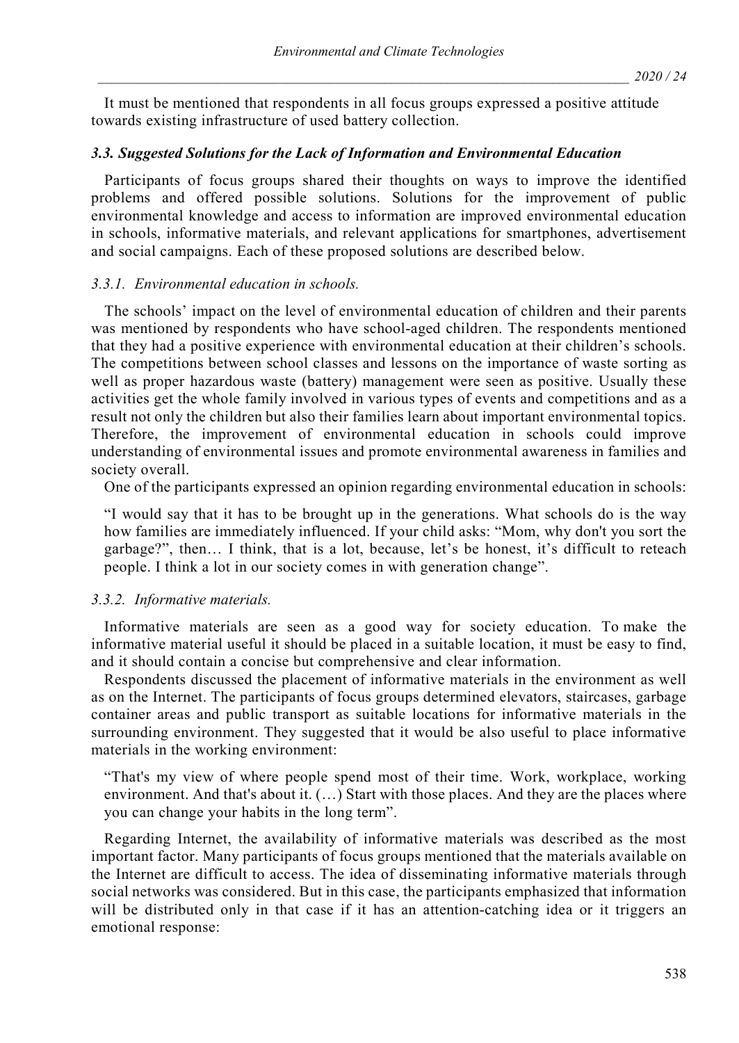It must be mentioned that respondents in all focus groups expressed a positive attitude towards existing infrastructure of used battery collection.

### *3.3. Suggested Solutions for the Lack of Information and Environmental Education*

Participants of focus groups shared their thoughts on ways to improve the identified problems and offered possible solutions. Solutions for the improvement of public environmental knowledge and access to information are improved environmental education in schools, informative materials, and relevant applications for smartphones, advertisement and social campaigns. Each of these proposed solutions are described below.

#### *3.3.1. Environmental education in schools.*

The schools' impact on the level of environmental education of children and their parents was mentioned by respondents who have school-aged children. The respondents mentioned that they had a positive experience with environmental education at their children's schools. The competitions between school classes and lessons on the importance of waste sorting as well as proper hazardous waste (battery) management were seen as positive. Usually these activities get the whole family involved in various types of events and competitions and as a result not only the children but also their families learn about important environmental topics. Therefore, the improvement of environmental education in schools could improve understanding of environmental issues and promote environmental awareness in families and society overall.

One of the participants expressed an opinion regarding environmental education in schools:

> "I would say that it has to be brought up in the generations. What schools do is the way how families are immediately influenced. If your child asks: "Mom, why don't you sort the garbage?", then… I think, that is a lot, because, let's be honest, it's difficult to reteach people. I think a lot in our society comes in with generation change".

#### *3.3.2. Informative materials.*

Informative materials are seen as a good way for society education. To make the informative material useful it should be placed in a suitable location, it must be easy to find, and it should contain a concise but comprehensive and clear information.

Respondents discussed the placement of informative materials in the environment as well as on the Internet. The participants of focus groups determined elevators, staircases, garbage container areas and public transport as suitable locations for informative materials in the surrounding environment. They suggested that it would be also useful to place informative materials in the working environment:

> "That's my view of where people spend most of their time. Work, workplace, working environment. And that's about it. (…) Start with those places. And they are the places where you can change your habits in the long term".

Regarding Internet, the availability of informative materials was described as the most important factor. Many participants of focus groups mentioned that the materials available on the Internet are difficult to access. The idea of disseminating informative materials through social networks was considered. But in this case, the participants emphasized that information will be distributed only in that case if it has an attention-catching idea or it triggers an emotional response: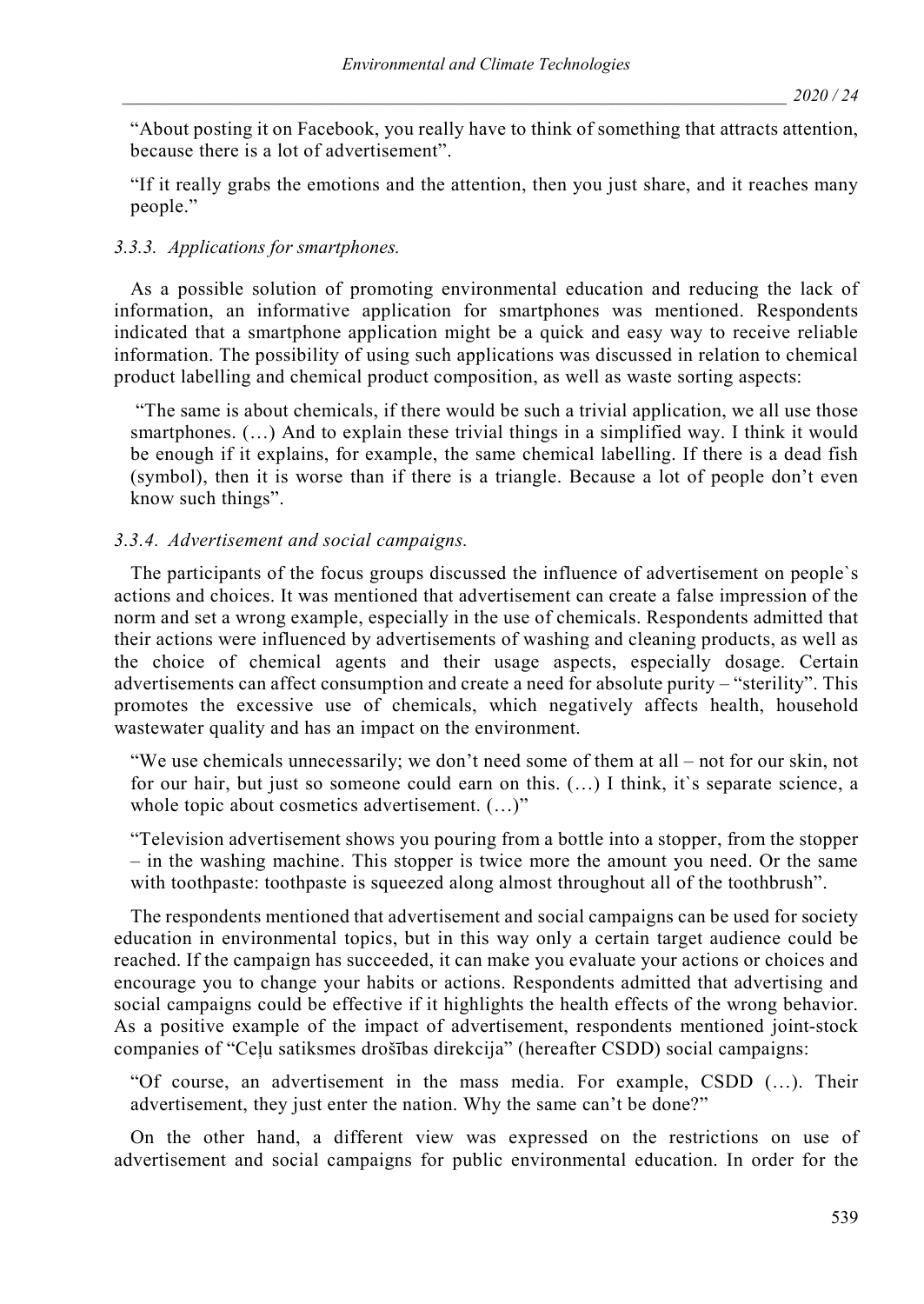"About posting it on Facebook, you really have to think of something that attracts attention, because there is a lot of advertisement".

"If it really grabs the emotions and the attention, then you just share, and it reaches many people."

### *3.3.3. Applications for smartphones.*

As a possible solution of promoting environmental education and reducing the lack of information, an informative application for smartphones was mentioned. Respondents indicated that a smartphone application might be a quick and easy way to receive reliable information. The possibility of using such applications was discussed in relation to chemical product labelling and chemical product composition, as well as waste sorting aspects:

"The same is about chemicals, if there would be such a trivial application, we all use those smartphones. (…) And to explain these trivial things in a simplified way. I think it would be enough if it explains, for example, the same chemical labelling. If there is a dead fish (symbol), then it is worse than if there is a triangle. Because a lot of people don't even know such things".

### *3.3.4. Advertisement and social campaigns.*

The participants of the focus groups discussed the influence of advertisement on people`s actions and choices. It was mentioned that advertisement can create a false impression of the norm and set a wrong example, especially in the use of chemicals. Respondents admitted that their actions were influenced by advertisements of washing and cleaning products, as well as the choice of chemical agents and their usage aspects, especially dosage. Certain advertisements can affect consumption and create a need for absolute purity – "sterility". This promotes the excessive use of chemicals, which negatively affects health, household wastewater quality and has an impact on the environment.

"We use chemicals unnecessarily; we don't need some of them at all – not for our skin, not for our hair, but just so someone could earn on this. (…) I think, it`s separate science, a whole topic about cosmetics advertisement. (…)"

"Television advertisement shows you pouring from a bottle into a stopper, from the stopper – in the washing machine. This stopper is twice more the amount you need. Or the same with toothpaste: toothpaste is squeezed along almost throughout all of the toothbrush".

The respondents mentioned that advertisement and social campaigns can be used for society education in environmental topics, but in this way only a certain target audience could be reached. If the campaign has succeeded, it can make you evaluate your actions or choices and encourage you to change your habits or actions. Respondents admitted that advertising and social campaigns could be effective if it highlights the health effects of the wrong behavior. As a positive example of the impact of advertisement, respondents mentioned joint-stock companies of "Ceļu satiksmes drošības direkcija" (hereafter CSDD) social campaigns:

"Of course, an advertisement in the mass media. For example, CSDD (…). Their advertisement, they just enter the nation. Why the same can't be done?"

On the other hand, a different view was expressed on the restrictions on use of advertisement and social campaigns for public environmental education. In order for the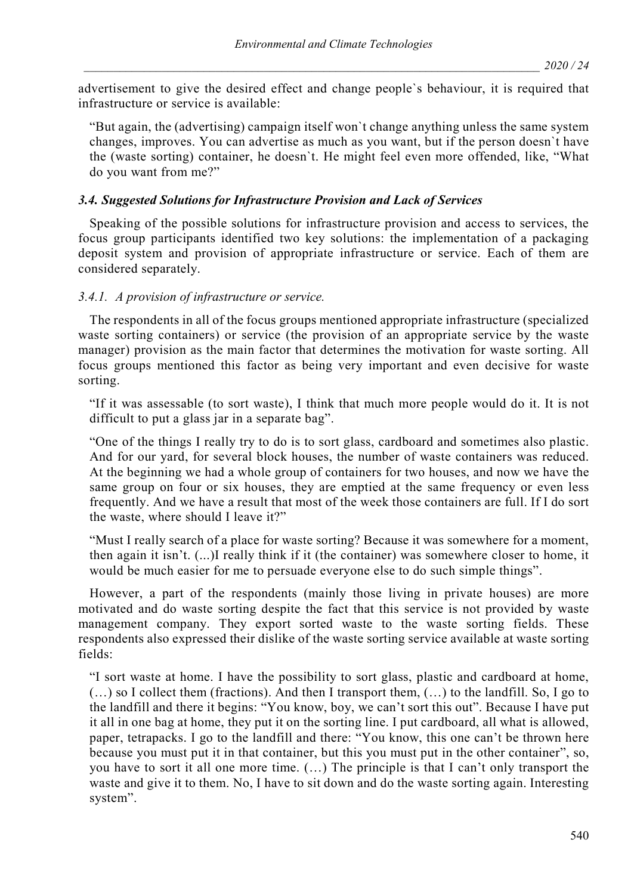advertisement to give the desired effect and change people`s behaviour, it is required that infrastructure or service is available:

> "But again, the (advertising) campaign itself won`t change anything unless the same system changes, improves. You can advertise as much as you want, but if the person doesn`t have the (waste sorting) container, he doesn`t. He might feel even more offended, like, "What do you want from me?"

### *3.4. Suggested Solutions for Infrastructure Provision and Lack of Services*

Speaking of the possible solutions for infrastructure provision and access to services, the focus group participants identified two key solutions: the implementation of a packaging deposit system and provision of appropriate infrastructure or service. Each of them are considered separately.

#### *3.4.1. A provision of infrastructure or service.*

The respondents in all of the focus groups mentioned appropriate infrastructure (specialized waste sorting containers) or service (the provision of an appropriate service by the waste manager) provision as the main factor that determines the motivation for waste sorting. All focus groups mentioned this factor as being very important and even decisive for waste sorting.

> "If it was assessable (to sort waste), I think that much more people would do it. It is not difficult to put a glass jar in a separate bag".

> "One of the things I really try to do is to sort glass, cardboard and sometimes also plastic. And for our yard, for several block houses, the number of waste containers was reduced. At the beginning we had a whole group of containers for two houses, and now we have the same group on four or six houses, they are emptied at the same frequency or even less frequently. And we have a result that most of the week those containers are full. If I do sort the waste, where should I leave it?"

> "Must I really search of a place for waste sorting? Because it was somewhere for a moment, then again it isn't. (...)I really think if it (the container) was somewhere closer to home, it would be much easier for me to persuade everyone else to do such simple things".

However, a part of the respondents (mainly those living in private houses) are more motivated and do waste sorting despite the fact that this service is not provided by waste management company. They export sorted waste to the waste sorting fields. These respondents also expressed their dislike of the waste sorting service available at waste sorting fields:

> "I sort waste at home. I have the possibility to sort glass, plastic and cardboard at home, (…) so I collect them (fractions). And then I transport them, (…) to the landfill. So, I go to the landfill and there it begins: "You know, boy, we can't sort this out". Because I have put it all in one bag at home, they put it on the sorting line. I put cardboard, all what is allowed, paper, tetrapacks. I go to the landfill and there: "You know, this one can't be thrown here because you must put it in that container, but this you must put in the other container", so, you have to sort it all one more time. (…) The principle is that I can't only transport the waste and give it to them. No, I have to sit down and do the waste sorting again. Interesting system".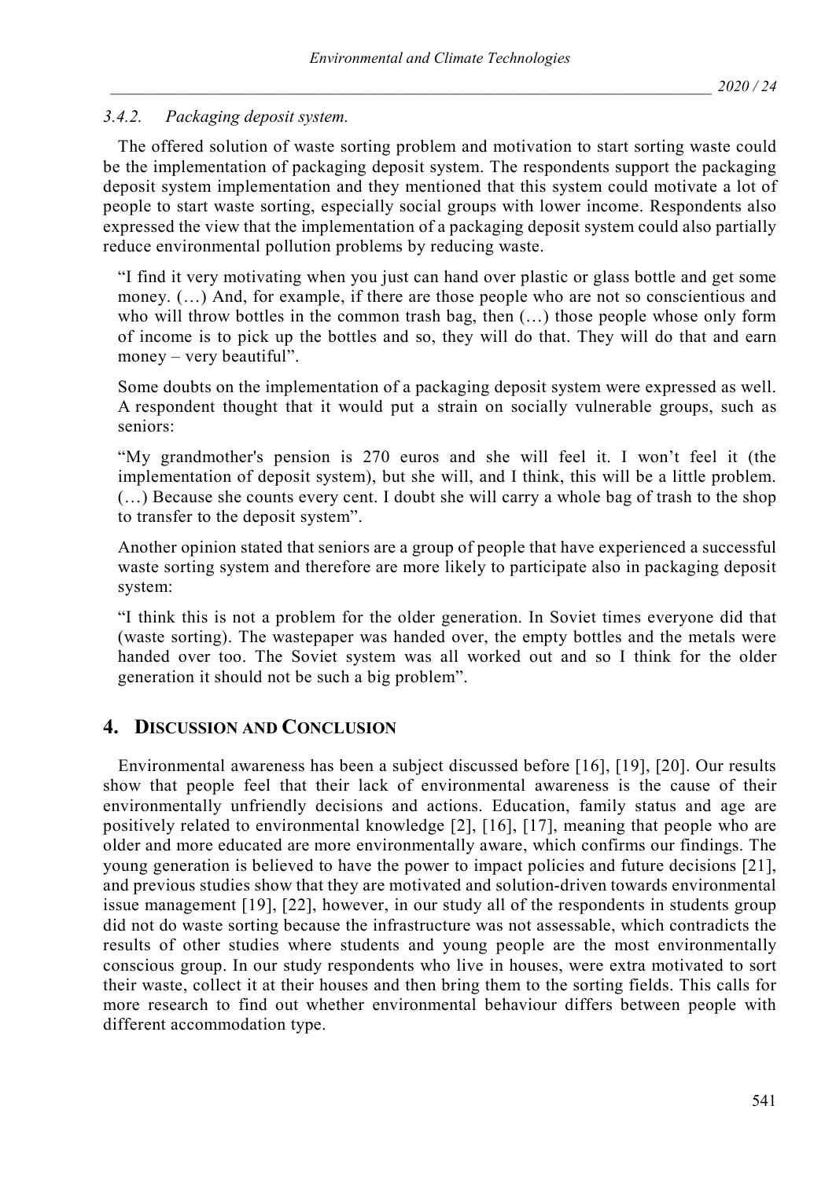### 3.4.2. *Packaging deposit system.*

The offered solution of waste sorting problem and motivation to start sorting waste could be the implementation of packaging deposit system. The respondents support the packaging deposit system implementation and they mentioned that this system could motivate a lot of people to start waste sorting, especially social groups with lower income. Respondents also expressed the view that the implementation of a packaging deposit system could also partially reduce environmental pollution problems by reducing waste.

> "I find it very motivating when you just can hand over plastic or glass bottle and get some money. (…) And, for example, if there are those people who are not so conscientious and who will throw bottles in the common trash bag, then (…) those people whose only form of income is to pick up the bottles and so, they will do that. They will do that and earn money – very beautiful".
>
> Some doubts on the implementation of a packaging deposit system were expressed as well. A respondent thought that it would put a strain on socially vulnerable groups, such as seniors:
>
> "My grandmother's pension is 270 euros and she will feel it. I won't feel it (the implementation of deposit system), but she will, and I think, this will be a little problem. (…) Because she counts every cent. I doubt she will carry a whole bag of trash to the shop to transfer to the deposit system".
>
> Another opinion stated that seniors are a group of people that have experienced a successful waste sorting system and therefore are more likely to participate also in packaging deposit system:
>
> "I think this is not a problem for the older generation. In Soviet times everyone did that (waste sorting). The wastepaper was handed over, the empty bottles and the metals were handed over too. The Soviet system was all worked out and so I think for the older generation it should not be such a big problem".

## 4. DISCUSSION AND CONCLUSION

Environmental awareness has been a subject discussed before [16], [19], [20]. Our results show that people feel that their lack of environmental awareness is the cause of their environmentally unfriendly decisions and actions. Education, family status and age are positively related to environmental knowledge [2], [16], [17], meaning that people who are older and more educated are more environmentally aware, which confirms our findings. The young generation is believed to have the power to impact policies and future decisions [21], and previous studies show that they are motivated and solution-driven towards environmental issue management [19], [22], however, in our study all of the respondents in students group did not do waste sorting because the infrastructure was not assessable, which contradicts the results of other studies where students and young people are the most environmentally conscious group. In our study respondents who live in houses, were extra motivated to sort their waste, collect it at their houses and then bring them to the sorting fields. This calls for more research to find out whether environmental behaviour differs between people with different accommodation type.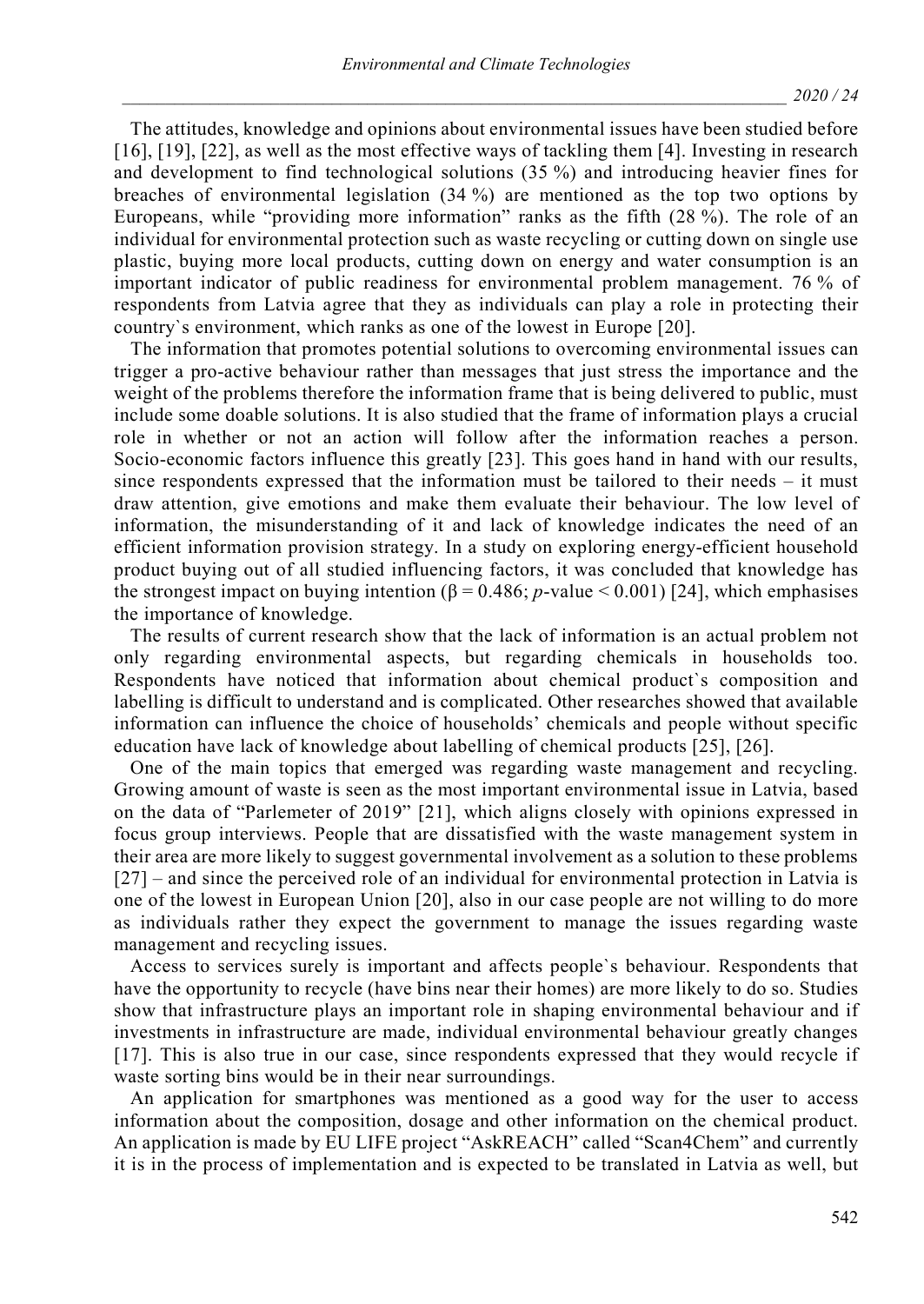The attitudes, knowledge and opinions about environmental issues have been studied before [16], [19], [22], as well as the most effective ways of tackling them [4]. Investing in research and development to find technological solutions (35 %) and introducing heavier fines for breaches of environmental legislation (34 %) are mentioned as the top two options by Europeans, while "providing more information" ranks as the fifth (28 %). The role of an individual for environmental protection such as waste recycling or cutting down on single use plastic, buying more local products, cutting down on energy and water consumption is an important indicator of public readiness for environmental problem management. 76 % of respondents from Latvia agree that they as individuals can play a role in protecting their country`s environment, which ranks as one of the lowest in Europe [20].

The information that promotes potential solutions to overcoming environmental issues can trigger a pro-active behaviour rather than messages that just stress the importance and the weight of the problems therefore the information frame that is being delivered to public, must include some doable solutions. It is also studied that the frame of information plays a crucial role in whether or not an action will follow after the information reaches a person. Socio-economic factors influence this greatly [23]. This goes hand in hand with our results, since respondents expressed that the information must be tailored to their needs – it must draw attention, give emotions and make them evaluate their behaviour. The low level of information, the misunderstanding of it and lack of knowledge indicates the need of an efficient information provision strategy. In a study on exploring energy-efficient household product buying out of all studied influencing factors, it was concluded that knowledge has the strongest impact on buying intention ($\beta = 0.486$; $p$-value $< 0.001$) [24], which emphasises the importance of knowledge.

The results of current research show that the lack of information is an actual problem not only regarding environmental aspects, but regarding chemicals in households too. Respondents have noticed that information about chemical product`s composition and labelling is difficult to understand and is complicated. Other researches showed that available information can influence the choice of households' chemicals and people without specific education have lack of knowledge about labelling of chemical products [25], [26].

One of the main topics that emerged was regarding waste management and recycling. Growing amount of waste is seen as the most important environmental issue in Latvia, based on the data of "Parlemeter of 2019" [21], which aligns closely with opinions expressed in focus group interviews. People that are dissatisfied with the waste management system in their area are more likely to suggest governmental involvement as a solution to these problems [27] – and since the perceived role of an individual for environmental protection in Latvia is one of the lowest in European Union [20], also in our case people are not willing to do more as individuals rather they expect the government to manage the issues regarding waste management and recycling issues.

Access to services surely is important and affects people`s behaviour. Respondents that have the opportunity to recycle (have bins near their homes) are more likely to do so. Studies show that infrastructure plays an important role in shaping environmental behaviour and if investments in infrastructure are made, individual environmental behaviour greatly changes [17]. This is also true in our case, since respondents expressed that they would recycle if waste sorting bins would be in their near surroundings.

An application for smartphones was mentioned as a good way for the user to access information about the composition, dosage and other information on the chemical product. An application is made by EU LIFE project "AskREACH" called "Scan4Chem" and currently it is in the process of implementation and is expected to be translated in Latvia as well, but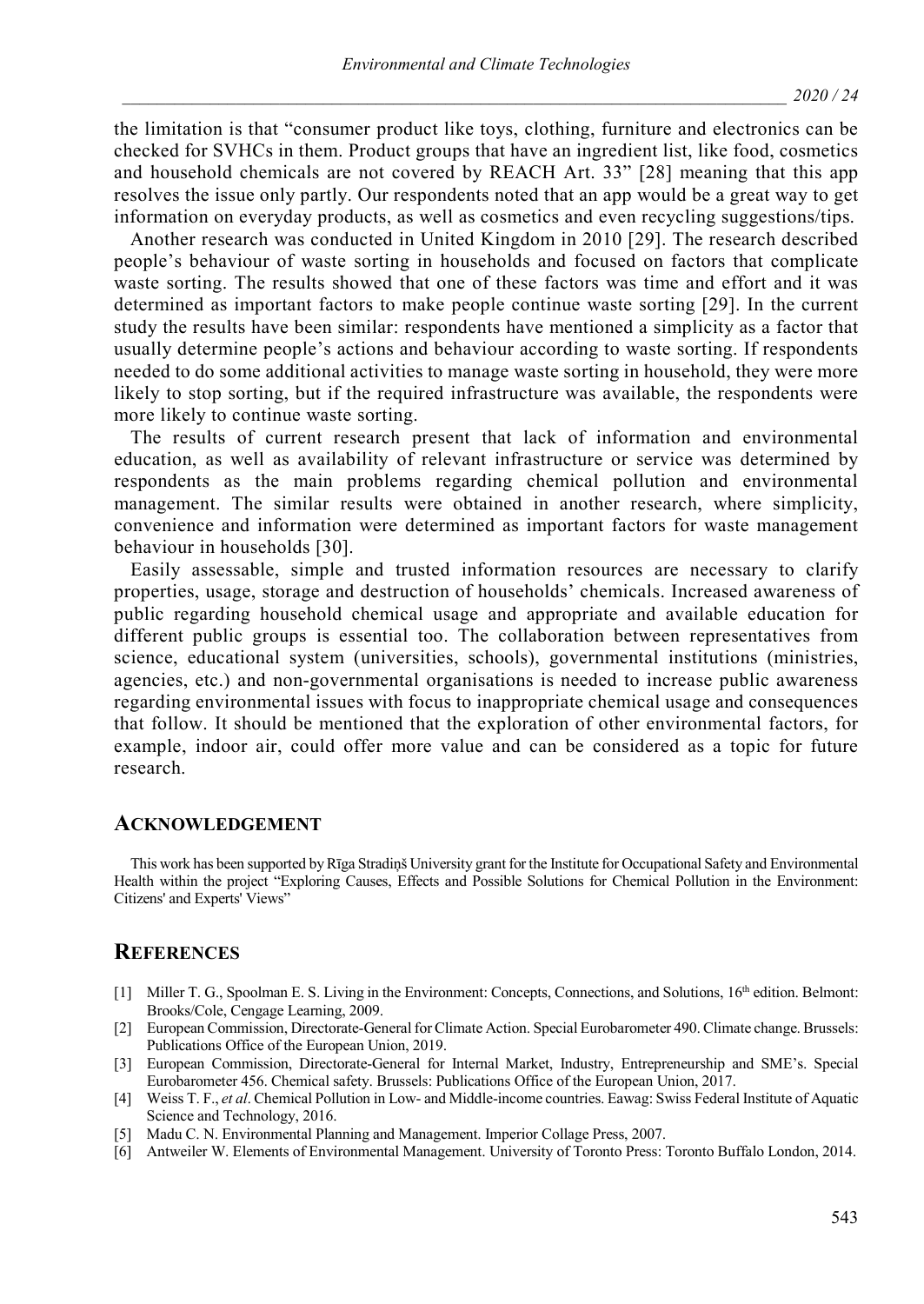the limitation is that "consumer product like toys, clothing, furniture and electronics can be checked for SVHCs in them. Product groups that have an ingredient list, like food, cosmetics and household chemicals are not covered by REACH Art. 33" [28] meaning that this app resolves the issue only partly. Our respondents noted that an app would be a great way to get information on everyday products, as well as cosmetics and even recycling suggestions/tips.

Another research was conducted in United Kingdom in 2010 [29]. The research described people's behaviour of waste sorting in households and focused on factors that complicate waste sorting. The results showed that one of these factors was time and effort and it was determined as important factors to make people continue waste sorting [29]. In the current study the results have been similar: respondents have mentioned a simplicity as a factor that usually determine people's actions and behaviour according to waste sorting. If respondents needed to do some additional activities to manage waste sorting in household, they were more likely to stop sorting, but if the required infrastructure was available, the respondents were more likely to continue waste sorting.

The results of current research present that lack of information and environmental education, as well as availability of relevant infrastructure or service was determined by respondents as the main problems regarding chemical pollution and environmental management. The similar results were obtained in another research, where simplicity, convenience and information were determined as important factors for waste management behaviour in households [30].

Easily assessable, simple and trusted information resources are necessary to clarify properties, usage, storage and destruction of households' chemicals. Increased awareness of public regarding household chemical usage and appropriate and available education for different public groups is essential too. The collaboration between representatives from science, educational system (universities, schools), governmental institutions (ministries, agencies, etc.) and non-governmental organisations is needed to increase public awareness regarding environmental issues with focus to inappropriate chemical usage and consequences that follow. It should be mentioned that the exploration of other environmental factors, for example, indoor air, could offer more value and can be considered as a topic for future research.

## ACKNOWLEDGEMENT

This work has been supported by Rīga Stradiņš University grant for the Institute for Occupational Safety and Environmental Health within the project "Exploring Causes, Effects and Possible Solutions for Chemical Pollution in the Environment: Citizens' and Experts' Views"

## REFERENCES

[1] Miller T. G., Spoolman E. S. Living in the Environment: Concepts, Connections, and Solutions, 16th edition. Belmont: Brooks/Cole, Cengage Learning, 2009.

[2] European Commission, Directorate-General for Climate Action. Special Eurobarometer 490. Climate change. Brussels: Publications Office of the European Union, 2019.

[3] European Commission, Directorate-General for Internal Market, Industry, Entrepreneurship and SME's. Special Eurobarometer 456. Chemical safety. Brussels: Publications Office of the European Union, 2017.

[4] Weiss T. F., *et al*. Chemical Pollution in Low- and Middle-income countries. Eawag: Swiss Federal Institute of Aquatic Science and Technology, 2016.

[5] Madu C. N. Environmental Planning and Management. Imperior Collage Press, 2007.

[6] Antweiler W. Elements of Environmental Management. University of Toronto Press: Toronto Buffalo London, 2014.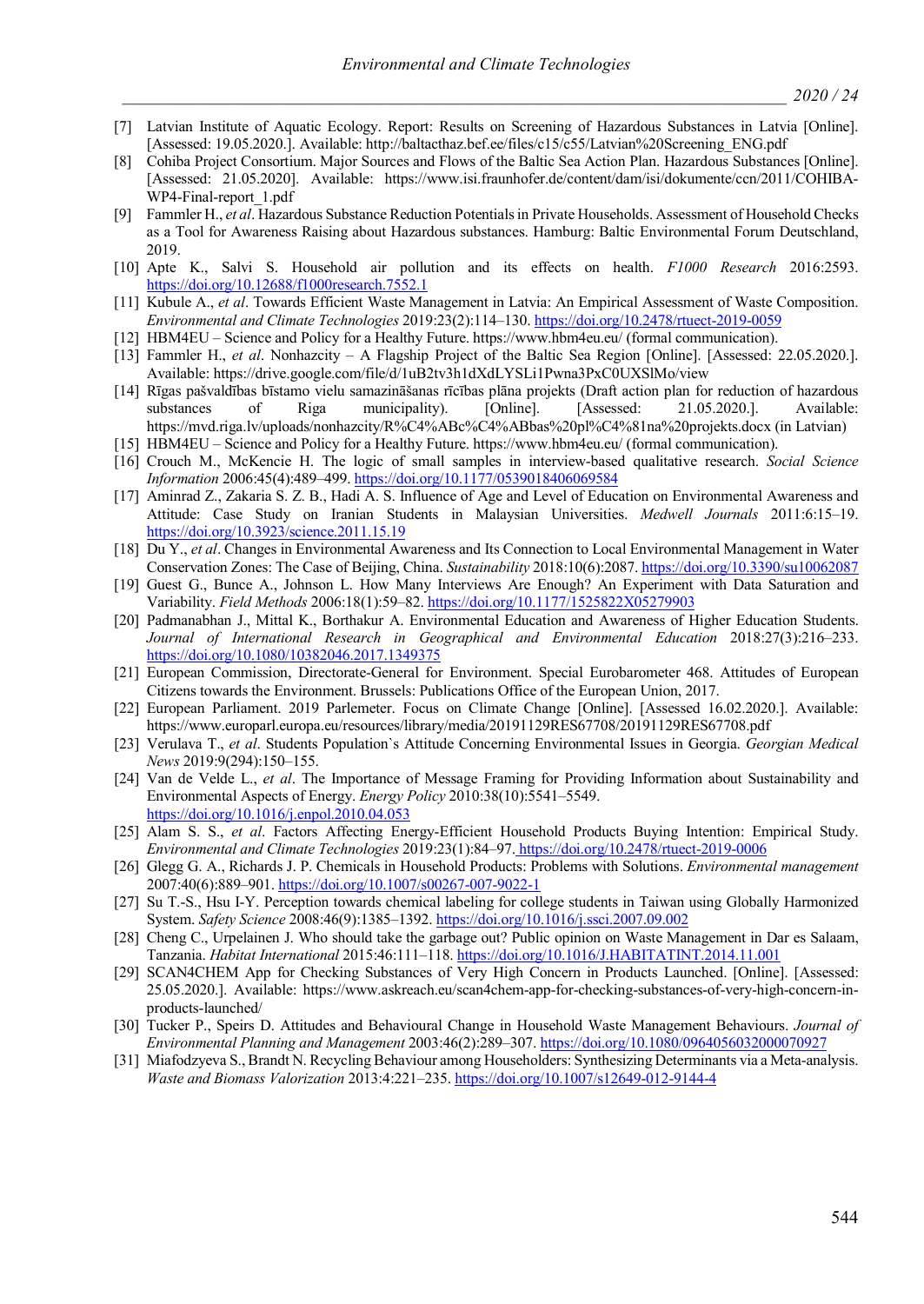[7] Latvian Institute of Aquatic Ecology. Report: Results on Screening of Hazardous Substances in Latvia [Online]. [Assessed: 19.05.2020.]. Available: http://baltacthaz.bef.ee/files/c15/c55/Latvian%20Screening_ENG.pdf

[8] Cohiba Project Consortium. Major Sources and Flows of the Baltic Sea Action Plan. Hazardous Substances [Online]. [Assessed: 21.05.2020]. Available: https://www.isi.fraunhofer.de/content/dam/isi/dokumente/ccn/2011/COHIBA-WP4-Final-report_1.pdf

[9] Fammler H., *et al*. Hazardous Substance Reduction Potentials in Private Households. Assessment of Household Checks as a Tool for Awareness Raising about Hazardous substances. Hamburg: Baltic Environmental Forum Deutschland, 2019.

[10] Apte K., Salvi S. Household air pollution and its effects on health. *F1000 Research* 2016:2593. https://doi.org/10.12688/f1000research.7552.1

[11] Kubule A., *et al*. Towards Efficient Waste Management in Latvia: An Empirical Assessment of Waste Composition. *Environmental and Climate Technologies* 2019:23(2):114–130. https://doi.org/10.2478/rtuect-2019-0059

[12] HBM4EU – Science and Policy for a Healthy Future. https://www.hbm4eu.eu/ (formal communication).

[13] Fammler H., *et al*. Nonhazcity – A Flagship Project of the Baltic Sea Region [Online]. [Assessed: 22.05.2020.]. Available: https://drive.google.com/file/d/1uB2tv3h1dXdLYSLi1Pwna3PxC0UXSlMo/view

[14] Rīgas pašvaldības bīstamo vielu samazināšanas rīcības plāna projekts (Draft action plan for reduction of hazardous substances of Riga municipality). [Online]. [Assessed: 21.05.2020.]. Available: https://mvd.riga.lv/uploads/nonhazcity/R%C4%ABc%C4%ABbas%20pl%C4%81na%20projekts.docx (in Latvian)

[15] HBM4EU – Science and Policy for a Healthy Future. https://www.hbm4eu.eu/ (formal communication).

[16] Crouch M., McKencie H. The logic of small samples in interview-based qualitative research. *Social Science Information* 2006:45(4):489–499. https://doi.org/10.1177/0539018406069584

[17] Aminrad Z., Zakaria S. Z. B., Hadi A. S. Influence of Age and Level of Education on Environmental Awareness and Attitude: Case Study on Iranian Students in Malaysian Universities. *Medwell Journals* 2011:6:15–19. https://doi.org/10.3923/science.2011.15.19

[18] Du Y., *et al*. Changes in Environmental Awareness and Its Connection to Local Environmental Management in Water Conservation Zones: The Case of Beijing, China. *Sustainability* 2018:10(6):2087. https://doi.org/10.3390/su10062087

[19] Guest G., Bunce A., Johnson L. How Many Interviews Are Enough? An Experiment with Data Saturation and Variability. *Field Methods* 2006:18(1):59–82. https://doi.org/10.1177/1525822X05279903

[20] Padmanabhan J., Mittal K., Borthakur A. Environmental Education and Awareness of Higher Education Students. *Journal of International Research in Geographical and Environmental Education* 2018:27(3):216–233. https://doi.org/10.1080/10382046.2017.1349375

[21] European Commission, Directorate-General for Environment. Special Eurobarometer 468. Attitudes of European Citizens towards the Environment. Brussels: Publications Office of the European Union, 2017.

[22] European Parliament. 2019 Parlemeter. Focus on Climate Change [Online]. [Assessed 16.02.2020.]. Available: https://www.europarl.europa.eu/resources/library/media/20191129RES67708/20191129RES67708.pdf

[23] Verulava T., *et al*. Students Population`s Attitude Concerning Environmental Issues in Georgia. *Georgian Medical News* 2019:9(294):150–155.

[24] Van de Velde L., *et al*. The Importance of Message Framing for Providing Information about Sustainability and Environmental Aspects of Energy. *Energy Policy* 2010:38(10):5541–5549. https://doi.org/10.1016/j.enpol.2010.04.053

[25] Alam S. S., *et al*. Factors Affecting Energy-Efficient Household Products Buying Intention: Empirical Study. *Environmental and Climate Technologies* 2019:23(1):84–97. https://doi.org/10.2478/rtuect-2019-0006

[26] Glegg G. A., Richards J. P. Chemicals in Household Products: Problems with Solutions. *Environmental management* 2007:40(6):889–901. https://doi.org/10.1007/s00267-007-9022-1

[27] Su T.-S., Hsu I-Y. Perception towards chemical labeling for college students in Taiwan using Globally Harmonized System. *Safety Science* 2008:46(9):1385–1392. https://doi.org/10.1016/j.ssci.2007.09.002

[28] Cheng C., Urpelainen J. Who should take the garbage out? Public opinion on Waste Management in Dar es Salaam, Tanzania. *Habitat International* 2015:46:111–118. https://doi.org/10.1016/J.HABITATINT.2014.11.001

[29] SCAN4CHEM App for Checking Substances of Very High Concern in Products Launched. [Online]. [Assessed: 25.05.2020.]. Available: https://www.askreach.eu/scan4chem-app-for-checking-substances-of-very-high-concern-in-products-launched/

[30] Tucker P., Speirs D. Attitudes and Behavioural Change in Household Waste Management Behaviours. *Journal of Environmental Planning and Management* 2003:46(2):289–307. https://doi.org/10.1080/0964056032000070927

[31] Miafodzyeva S., Brandt N. Recycling Behaviour among Householders: Synthesizing Determinants via a Meta-analysis. *Waste and Biomass Valorization* 2013:4:221–235. https://doi.org/10.1007/s12649-012-9144-4